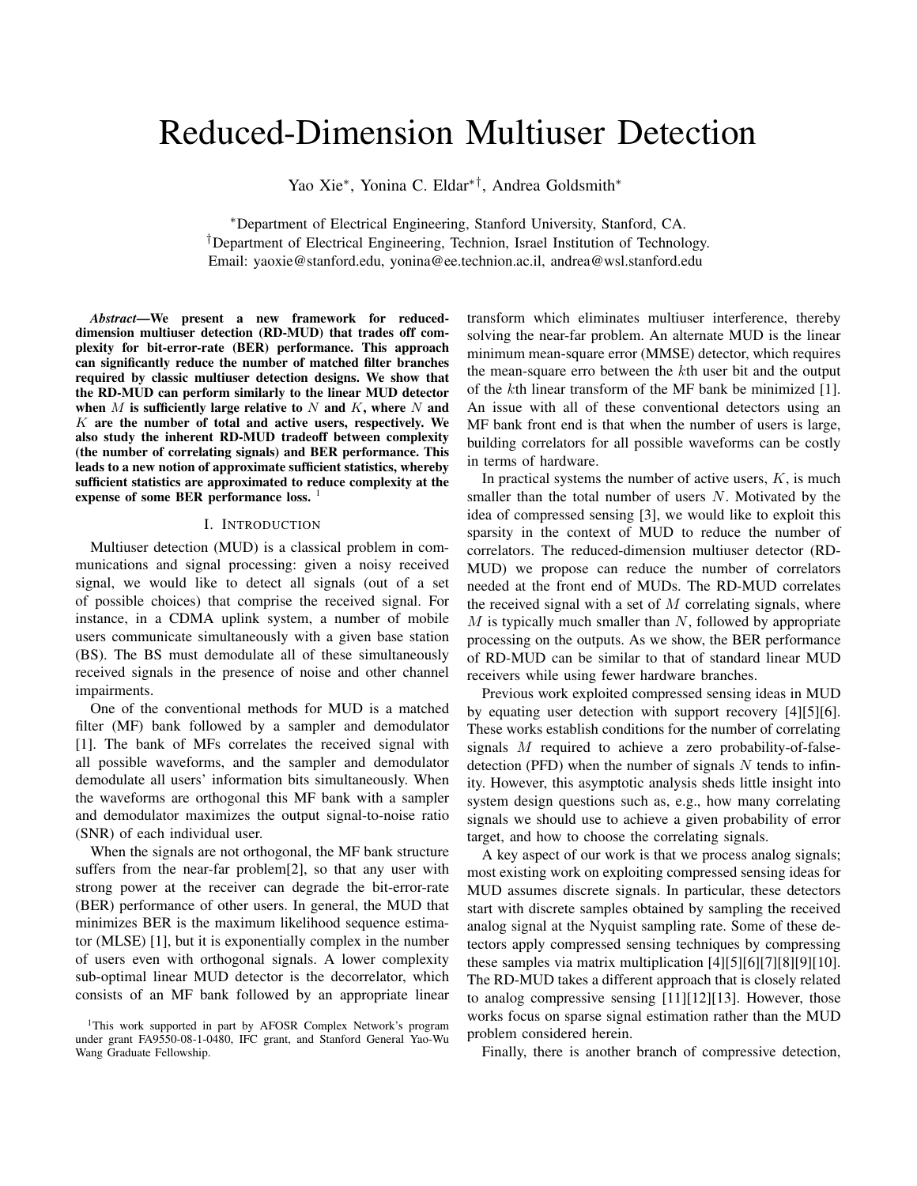# Reduced-Dimension Multiuser Detection

Yao Xie*, Yonina C. Eldar*†, Andrea Goldsmith*

*Department of Electrical Engineering, Stanford University, Stanford, CA.
†Department of Electrical Engineering, Technion, Israel Institution of Technology.
Email: yaoxie@stanford.edu, yonina@ee.technion.ac.il, andrea@wsl.stanford.edu

***Abstract*—We present a new framework for reduced-dimension multiuser detection (RD-MUD) that trades off complexity for bit-error-rate (BER) performance. This approach can significantly reduce the number of matched filter branches required by classic multiuser detection designs. We show that the RD-MUD can perform similarly to the linear MUD detector when $M$ is sufficiently large relative to $N$ and $K$, where $N$ and $K$ are the number of total and active users, respectively. We also study the inherent RD-MUD tradeoff between complexity (the number of correlating signals) and BER performance. This leads to a new notion of approximate sufficient statistics, whereby sufficient statistics are approximated to reduce complexity at the expense of some BER performance loss.** [1]

## I. Introduction

Multiuser detection (MUD) is a classical problem in communications and signal processing: given a noisy received signal, we would like to detect all signals (out of a set of possible choices) that comprise the received signal. For instance, in a CDMA uplink system, a number of mobile users communicate simultaneously with a given base station (BS). The BS must demodulate all of these simultaneously received signals in the presence of noise and other channel impairments.

One of the conventional methods for MUD is a matched filter (MF) bank followed by a sampler and demodulator [1]. The bank of MFs correlates the received signal with all possible waveforms, and the sampler and demodulator demodulate all users' information bits simultaneously. When the waveforms are orthogonal this MF bank with a sampler and demodulator maximizes the output signal-to-noise ratio (SNR) of each individual user.

When the signals are not orthogonal, the MF bank structure suffers from the near-far problem[2], so that any user with strong power at the receiver can degrade the bit-error-rate (BER) performance of other users. In general, the MUD that minimizes BER is the maximum likelihood sequence estimator (MLSE) [1], but it is exponentially complex in the number of users even with orthogonal signals. A lower complexity sub-optimal linear MUD detector is the decorrelator, which consists of an MF bank followed by an appropriate linear transform which eliminates multiuser interference, thereby solving the near-far problem. An alternate MUD is the linear minimum mean-square error (MMSE) detector, which requires the mean-square erro between the $k$th user bit and the output of the $k$th linear transform of the MF bank be minimized [1]. An issue with all of these conventional detectors using an MF bank front end is that when the number of users is large, building correlators for all possible waveforms can be costly in terms of hardware.

In practical systems the number of active users, $K$, is much smaller than the total number of users $N$. Motivated by the idea of compressed sensing [3], we would like to exploit this sparsity in the context of MUD to reduce the number of correlators. The reduced-dimension multiuser detector (RD-MUD) we propose can reduce the number of correlators needed at the front end of MUDs. The RD-MUD correlates the received signal with a set of $M$ correlating signals, where $M$ is typically much smaller than $N$, followed by appropriate processing on the outputs. As we show, the BER performance of RD-MUD can be similar to that of standard linear MUD receivers while using fewer hardware branches.

Previous work exploited compressed sensing ideas in MUD by equating user detection with support recovery [4][5][6]. These works establish conditions for the number of correlating signals $M$ required to achieve a zero probability-of-false-detection (PFD) when the number of signals $N$ tends to infinity. However, this asymptotic analysis sheds little insight into system design questions such as, e.g., how many correlating signals we should use to achieve a given probability of error target, and how to choose the correlating signals.

A key aspect of our work is that we process analog signals; most existing work on exploiting compressed sensing ideas for MUD assumes discrete signals. In particular, these detectors start with discrete samples obtained by sampling the received analog signal at the Nyquist sampling rate. Some of these detectors apply compressed sensing techniques by compressing these samples via matrix multiplication [4][5][6][7][8][9][10]. The RD-MUD takes a different approach that is closely related to analog compressive sensing [11][12][13]. However, those works focus on sparse signal estimation rather than the MUD problem considered herein.

Finally, there is another branch of compressive detection,

[1]This work supported in part by AFOSR Complex Network's program under grant FA9550-08-1-0480, IFC grant, and Stanford General Yao-Wu Wang Graduate Fellowship.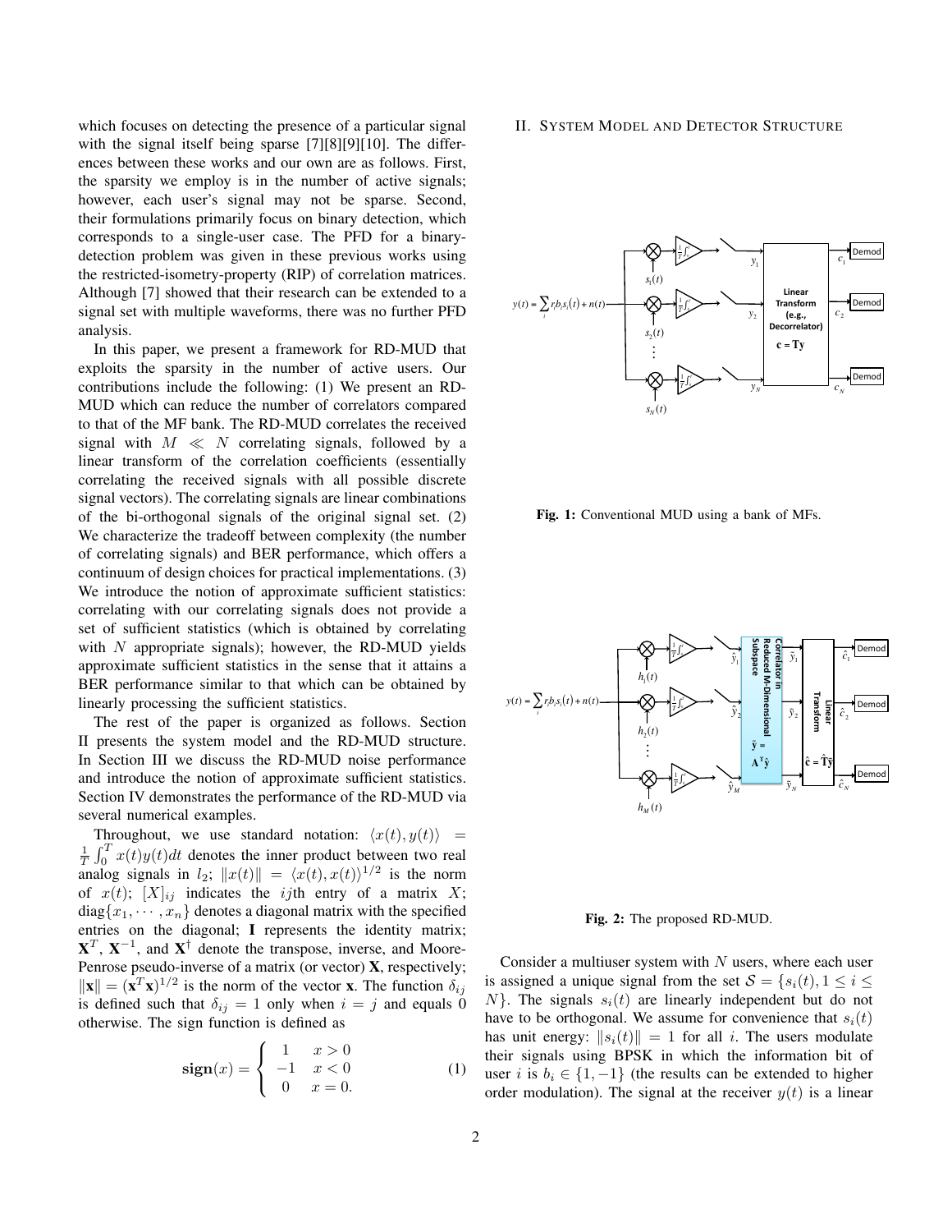which focuses on detecting the presence of a particular signal with the signal itself being sparse [7][8][9][10]. The differences between these works and our own are as follows. First, the sparsity we employ is in the number of active signals; however, each user's signal may not be sparse. Second, their formulations primarily focus on binary detection, which corresponds to a single-user case. The PFD for a binary-detection problem was given in these previous works using the restricted-isometry-property (RIP) of correlation matrices. Although [7] showed that their research can be extended to a signal set with multiple waveforms, there was no further PFD analysis.

In this paper, we present a framework for RD-MUD that exploits the sparsity in the number of active users. Our contributions include the following: (1) We present an RD-MUD which can reduce the number of correlators compared to that of the MF bank. The RD-MUD correlates the received signal with $M \ll N$ correlating signals, followed by a linear transform of the correlation coefficients (essentially correlating the received signals with all possible discrete signal vectors). The correlating signals are linear combinations of the bi-orthogonal signals of the original signal set. (2) We characterize the tradeoff between complexity (the number of correlating signals) and BER performance, which offers a continuum of design choices for practical implementations. (3) We introduce the notion of approximate sufficient statistics: correlating with our correlating signals does not provide a set of sufficient statistics (which is obtained by correlating with $N$ appropriate signals); however, the RD-MUD yields approximate sufficient statistics in the sense that it attains a BER performance similar to that which can be obtained by linearly processing the sufficient statistics.

The rest of the paper is organized as follows. Section II presents the system model and the RD-MUD structure. In Section III we discuss the RD-MUD noise performance and introduce the notion of approximate sufficient statistics. Section IV demonstrates the performance of the RD-MUD via several numerical examples.

Throughout, we use standard notation: $\langle x(t), y(t)\rangle = \frac{1}{T}\int_0^T x(t)y(t)dt$ denotes the inner product between two real analog signals in $l_2$; $\|x(t)\| = \langle x(t), x(t)\rangle^{1/2}$ is the norm of $x(t)$; $[X]_{ij}$ indicates the $ij$th entry of a matrix $X$; $\text{diag}\{x_1, \cdots, x_n\}$ denotes a diagonal matrix with the specified entries on the diagonal; $\mathbf{I}$ represents the identity matrix; $\mathbf{X}^T$, $\mathbf{X}^{-1}$, and $\mathbf{X}^{\dagger}$ denote the transpose, inverse, and Moore-Penrose pseudo-inverse of a matrix (or vector) $\mathbf{X}$, respectively; $\|\mathbf{x}\| = (\mathbf{x}^T\mathbf{x})^{1/2}$ is the norm of the vector $\mathbf{x}$. The function $\delta_{ij}$ is defined such that $\delta_{ij} = 1$ only when $i = j$ and equals 0 otherwise. The sign function is defined as

$$\textbf{sign}(x) = \begin{cases} 1 & x > 0 \\ -1 & x < 0 \\ 0 & x = 0. \end{cases} \quad (1)$$

## II. System Model and Detector Structure

**Fig. 1:** Conventional MUD using a bank of MFs.

**Fig. 2:** The proposed RD-MUD.

Consider a multiuser system with $N$ users, where each user is assigned a unique signal from the set $\mathcal{S} = \{s_i(t), 1 \le i \le N\}$. The signals $s_i(t)$ are linearly independent but do not have to be orthogonal. We assume for convenience that $s_i(t)$ has unit energy: $\|s_i(t)\| = 1$ for all $i$. The users modulate their signals using BPSK in which the information bit of user $i$ is $b_i \in \{1, -1\}$ (the results can be extended to higher order modulation). The signal at the receiver $y(t)$ is a linear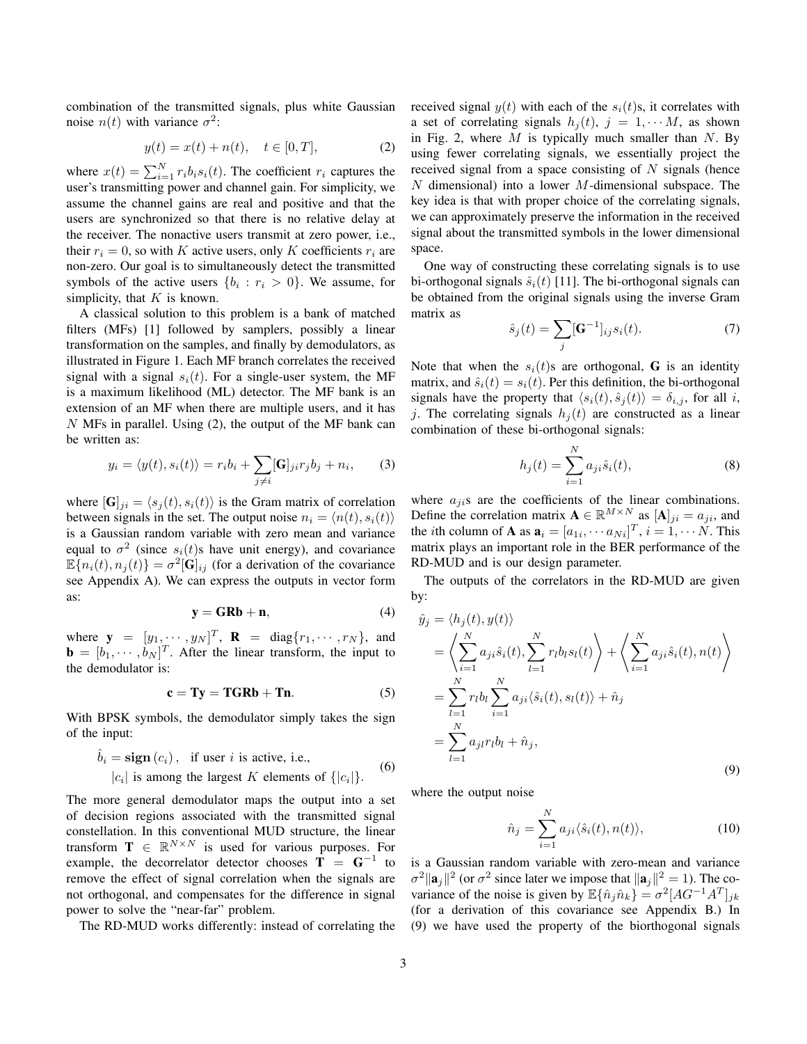combination of the transmitted signals, plus white Gaussian noise $n(t)$ with variance $\sigma^2$:

$$y(t) = x(t) + n(t), \quad t \in [0, T], \tag{2}$$

where $x(t) = \sum_{i=1}^{N} r_i b_i s_i(t)$. The coefficient $r_i$ captures the user's transmitting power and channel gain. For simplicity, we assume the channel gains are real and positive and that the users are synchronized so that there is no relative delay at the receiver. The nonactive users transmit at zero power, i.e., their $r_i = 0$, so with $K$ active users, only $K$ coefficients $r_i$ are non-zero. Our goal is to simultaneously detect the transmitted symbols of the active users $\{b_i : r_i > 0\}$. We assume, for simplicity, that $K$ is known.

A classical solution to this problem is a bank of matched filters (MFs) [1] followed by samplers, possibly a linear transformation on the samples, and finally by demodulators, as illustrated in Figure 1. Each MF branch correlates the received signal with a signal $s_i(t)$. For a single-user system, the MF is a maximum likelihood (ML) detector. The MF bank is an extension of an MF when there are multiple users, and it has $N$ MFs in parallel. Using (2), the output of the MF bank can be written as:

$$y_i = \langle y(t), s_i(t) \rangle = r_i b_i + \sum_{j \neq i} [\mathbf{G}]_{ji} r_j b_j + n_i, \tag{3}$$

where $[\mathbf{G}]_{ji} = \langle s_j(t), s_i(t) \rangle$ is the Gram matrix of correlation between signals in the set. The output noise $n_i = \langle n(t), s_i(t) \rangle$ is a Gaussian random variable with zero mean and variance equal to $\sigma^2$ (since $s_i(t)$s have unit energy), and covariance $\mathbb{E}\{n_i(t), n_j(t)\} = \sigma^2 [\mathbf{G}]_{ij}$ (for a derivation of the covariance see Appendix A). We can express the outputs in vector form as:

$$\mathbf{y} = \mathbf{G}\mathbf{R}\mathbf{b} + \mathbf{n}, \tag{4}$$

where $\mathbf{y} = [y_1, \cdots, y_N]^T$, $\mathbf{R} = \text{diag}\{r_1, \cdots, r_N\}$, and $\mathbf{b} = [b_1, \cdots, b_N]^T$. After the linear transform, the input to the demodulator is:

$$\mathbf{c} = \mathbf{T}\mathbf{y} = \mathbf{T}\mathbf{G}\mathbf{R}\mathbf{b} + \mathbf{T}\mathbf{n}. \tag{5}$$

With BPSK symbols, the demodulator simply takes the sign of the input:

$$\begin{aligned} \hat{b}_i = \mathbf{sign}\,(c_i)\,, \quad &\text{if user } i \text{ is active, i.e.,} \\ &|c_i| \text{ is among the largest } K \text{ elements of } \{|c_i|\}. \end{aligned} \tag{6}$$

The more general demodulator maps the output into a set of decision regions associated with the transmitted signal constellation. In this conventional MUD structure, the linear transform $\mathbf{T} \in \mathbb{R}^{N \times N}$ is used for various purposes. For example, the decorrelator detector chooses $\mathbf{T} = \mathbf{G}^{-1}$ to remove the effect of signal correlation when the signals are not orthogonal, and compensates for the difference in signal power to solve the "near-far" problem.

The RD-MUD works differently: instead of correlating the received signal $y(t)$ with each of the $s_i(t)$s, it correlates with a set of correlating signals $h_j(t)$, $j = 1, \cdots M$, as shown in Fig. 2, where $M$ is typically much smaller than $N$. By using fewer correlating signals, we essentially project the received signal from a space consisting of $N$ signals (hence $N$ dimensional) into a lower $M$-dimensional subspace. The key idea is that with proper choice of the correlating signals, we can approximately preserve the information in the received signal about the transmitted symbols in the lower dimensional space.

One way of constructing these correlating signals is to use bi-orthogonal signals $\hat{s}_i(t)$ [11]. The bi-orthogonal signals can be obtained from the original signals using the inverse Gram matrix as

$$\hat{s}_j(t) = \sum_j [\mathbf{G}^{-1}]_{ij} s_i(t). \tag{7}$$

Note that when the $s_i(t)$s are orthogonal, $\mathbf{G}$ is an identity matrix, and $\hat{s}_i(t) = s_i(t)$. Per this definition, the bi-orthogonal signals have the property that $\langle s_i(t), \hat{s}_j(t) \rangle = \delta_{i,j}$, for all $i$, $j$. The correlating signals $h_j(t)$ are constructed as a linear combination of these bi-orthogonal signals:

$$h_j(t) = \sum_{i=1}^{N} a_{ji} \hat{s}_i(t), \tag{8}$$

where $a_{ji}$s are the coefficients of the linear combinations. Define the correlation matrix $\mathbf{A} \in \mathbb{R}^{M \times N}$ as $[\mathbf{A}]_{ji} = a_{ji}$, and the $i$th column of $\mathbf{A}$ as $\mathbf{a}_i = [a_{1i}, \cdots a_{Ni}]^T$, $i = 1, \cdots N$. This matrix plays an important role in the BER performance of the RD-MUD and is our design parameter.

The outputs of the correlators in the RD-MUD are given by:

$$\begin{aligned} \hat{y}_j &= \langle h_j(t), y(t) \rangle \\ &= \left\langle \sum_{i=1}^{N} a_{ji} \hat{s}_i(t), \sum_{l=1}^{N} r_l b_l s_l(t) \right\rangle + \left\langle \sum_{i=1}^{N} a_{ji} \hat{s}_i(t), n(t) \right\rangle \\ &= \sum_{l=1}^{N} r_l b_l \sum_{i=1}^{N} a_{ji} \langle \hat{s}_i(t), s_l(t) \rangle + \hat{n}_j \\ &= \sum_{l=1}^{N} a_{jl} r_l b_l + \hat{n}_j, \end{aligned} \tag{9}$$

where the output noise

$$\hat{n}_j = \sum_{i=1}^{N} a_{ji} \langle \hat{s}_i(t), n(t) \rangle, \tag{10}$$

is a Gaussian random variable with zero-mean and variance $\sigma^2 \|\mathbf{a}_j\|^2$ (or $\sigma^2$ since later we impose that $\|\mathbf{a}_j\|^2 = 1$). The covariance of the noise is given by $\mathbb{E}\{\hat{n}_j \hat{n}_k\} = \sigma^2 [AG^{-1}A^T]_{jk}$ (for a derivation of this covariance see Appendix B.) In (9) we have used the property of the biorthogonal signals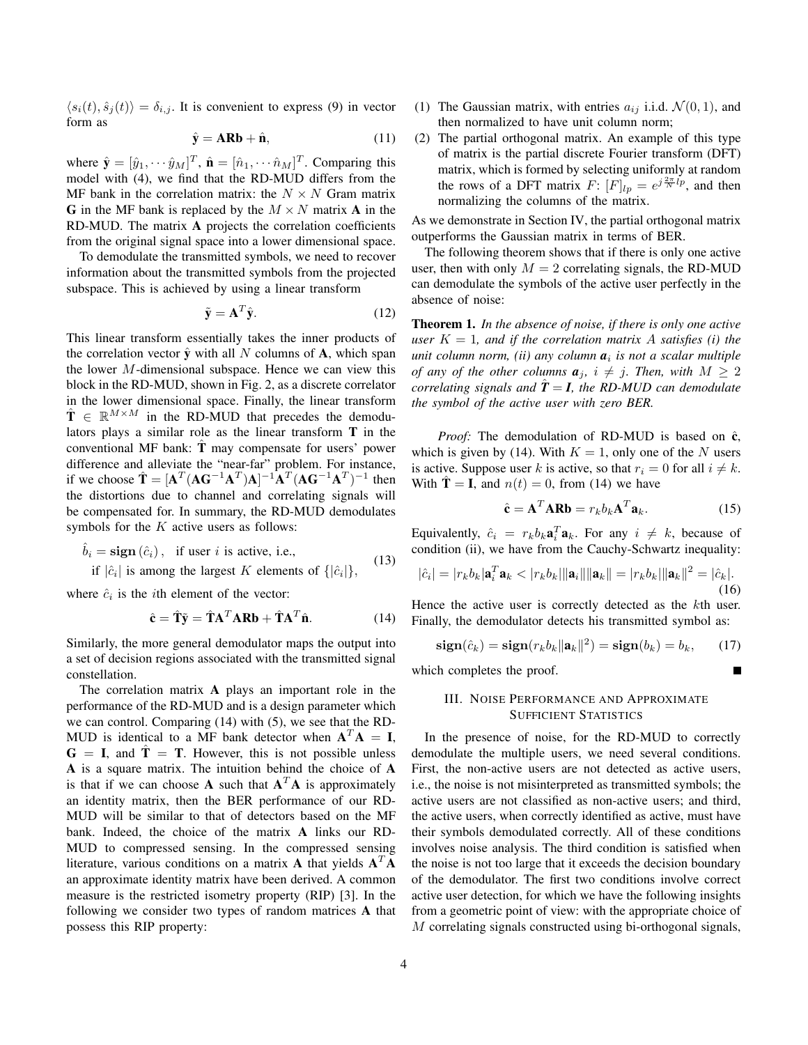$\langle s_i(t), \hat{s}_j(t)\rangle = \delta_{i,j}$. It is convenient to express (9) in vector form as

$$\hat{\mathbf{y}} = \mathbf{A}\mathbf{R}\mathbf{b} + \hat{\mathbf{n}}, \tag{11}$$

where $\hat{\mathbf{y}} = [\hat{y}_1, \cdots \hat{y}_M]^T$, $\hat{\mathbf{n}} = [\hat{n}_1, \cdots \hat{n}_M]^T$. Comparing this model with (4), we find that the RD-MUD differs from the MF bank in the correlation matrix: the $N \times N$ Gram matrix $\mathbf{G}$ in the MF bank is replaced by the $M \times N$ matrix $\mathbf{A}$ in the RD-MUD. The matrix $\mathbf{A}$ projects the correlation coefficients from the original signal space into a lower dimensional space.

To demodulate the transmitted symbols, we need to recover information about the transmitted symbols from the projected subspace. This is achieved by using a linear transform

$$\tilde{\mathbf{y}} = \mathbf{A}^T\hat{\mathbf{y}}. \tag{12}$$

This linear transform essentially takes the inner products of the correlation vector $\hat{\mathbf{y}}$ with all $N$ columns of $\mathbf{A}$, which span the lower $M$-dimensional subspace. Hence we can view this block in the RD-MUD, shown in Fig. 2, as a discrete correlator in the lower dimensional space. Finally, the linear transform $\hat{\mathbf{T}} \in \mathbb{R}^{M\times M}$ in the RD-MUD that precedes the demodulators plays a similar role as the linear transform $\mathbf{T}$ in the conventional MF bank: $\hat{\mathbf{T}}$ may compensate for users' power difference and alleviate the "near-far" problem. For instance, if we choose $\hat{\mathbf{T}} = [\mathbf{A}^T(\mathbf{A}\mathbf{G}^{-1}\mathbf{A}^T)\mathbf{A}]^{-1}\mathbf{A}^T(\mathbf{A}\mathbf{G}^{-1}\mathbf{A}^T)^{-1}$ then the distortions due to channel and correlating signals will be compensated for. In summary, the RD-MUD demodulates symbols for the $K$ active users as follows:

$$\hat{b}_i = \mathbf{sign}\left(\hat{c}_i\right), \quad \text{if user } i \text{ is active, i.e.,} \\ \text{if } |\hat{c}_i| \text{ is among the largest } K \text{ elements of } \{|\hat{c}_i|\}, \tag{13}$$

where $\hat{c}_i$ is the $i$th element of the vector:

$$\hat{\mathbf{c}} = \hat{\mathbf{T}}\tilde{\mathbf{y}} = \hat{\mathbf{T}}\mathbf{A}^T\mathbf{A}\mathbf{R}\mathbf{b} + \hat{\mathbf{T}}\mathbf{A}^T\hat{\mathbf{n}}. \tag{14}$$

Similarly, the more general demodulator maps the output into a set of decision regions associated with the transmitted signal constellation.

The correlation matrix $\mathbf{A}$ plays an important role in the performance of the RD-MUD and is a design parameter which we can control. Comparing (14) with (5), we see that the RD-MUD is identical to a MF bank detector when $\mathbf{A}^T\mathbf{A} = \mathbf{I}$, $\mathbf{G} = \mathbf{I}$, and $\hat{\mathbf{T}} = \mathbf{T}$. However, this is not possible unless $\mathbf{A}$ is a square matrix. The intuition behind the choice of $\mathbf{A}$ is that if we can choose $\mathbf{A}$ such that $\mathbf{A}^T\mathbf{A}$ is approximately an identity matrix, then the BER performance of our RD-MUD will be similar to that of detectors based on the MF bank. Indeed, the choice of the matrix $\mathbf{A}$ links our RD-MUD to compressed sensing. In the compressed sensing literature, various conditions on a matrix $\mathbf{A}$ that yields $\mathbf{A}^T\mathbf{A}$ an approximate identity matrix have been derived. A common measure is the restricted isometry property (RIP) [3]. In the following we consider two types of random matrices $\mathbf{A}$ that possess this RIP property:

(1) The Gaussian matrix, with entries $a_{ij}$ i.i.d. $\mathcal{N}(0,1)$, and then normalized to have unit column norm;
(2) The partial orthogonal matrix. An example of this type of matrix is the partial discrete Fourier transform (DFT) matrix, which is formed by selecting uniformly at random the rows of a DFT matrix $F$: $[F]_{lp} = e^{j\frac{2\pi}{N}lp}$, and then normalizing the columns of the matrix.

As we demonstrate in Section IV, the partial orthogonal matrix outperforms the Gaussian matrix in terms of BER.

The following theorem shows that if there is only one active user, then with only $M = 2$ correlating signals, the RD-MUD can demodulate the symbols of the active user perfectly in the absence of noise:

**Theorem 1.** *In the absence of noise, if there is only one active user $K = 1$, and if the correlation matrix $A$ satisfies (i) the unit column norm, (ii) any column $\boldsymbol{a}_i$ is not a scalar multiple of any of the other columns $\boldsymbol{a}_j$, $i \neq j$. Then, with $M \geq 2$ correlating signals and $\hat{\boldsymbol{T}} = \boldsymbol{I}$, the RD-MUD can demodulate the symbol of the active user with zero BER.*

*Proof:* The demodulation of RD-MUD is based on $\hat{\mathbf{c}}$, which is given by (14). With $K = 1$, only one of the $N$ users is active. Suppose user $k$ is active, so that $r_i = 0$ for all $i \neq k$. With $\hat{\mathbf{T}} = \mathbf{I}$, and $n(t) = 0$, from (14) we have

$$\hat{\mathbf{c}} = \mathbf{A}^T\mathbf{A}\mathbf{R}\mathbf{b} = r_k b_k \mathbf{A}^T\mathbf{a}_k. \tag{15}$$

Equivalently, $\hat{c}_i = r_k b_k \mathbf{a}_i^T\mathbf{a}_k$. For any $i \neq k$, because of condition (ii), we have from the Cauchy-Schwartz inequality:

$$|\hat{c}_i| = |r_k b_k|\mathbf{a}_i^T\mathbf{a}_k < |r_k b_k|\|\mathbf{a}_i\|\|\mathbf{a}_k\| = |r_k b_k|\|\mathbf{a}_k\|^2 = |\hat{c}_k|. \tag{16}$$

Hence the active user is correctly detected as the $k$th user. Finally, the demodulator detects his transmitted symbol as:

$$\mathbf{sign}(\hat{c}_k) = \mathbf{sign}(r_k b_k\|\mathbf{a}_k\|^2) = \mathbf{sign}(b_k) = b_k, \tag{17}$$

which completes the proof. ■

## III. Noise Performance and Approximate Sufficient Statistics

In the presence of noise, for the RD-MUD to correctly demodulate the multiple users, we need several conditions. First, the non-active users are not detected as active users, i.e., the noise is not misinterpreted as transmitted symbols; the active users are not classified as non-active users; and third, the active users, when correctly identified as active, must have their symbols demodulated correctly. All of these conditions involves noise analysis. The third condition is satisfied when the noise is not too large that it exceeds the decision boundary of the demodulator. The first two conditions involve correct active user detection, for which we have the following insights from a geometric point of view: with the appropriate choice of $M$ correlating signals constructed using bi-orthogonal signals,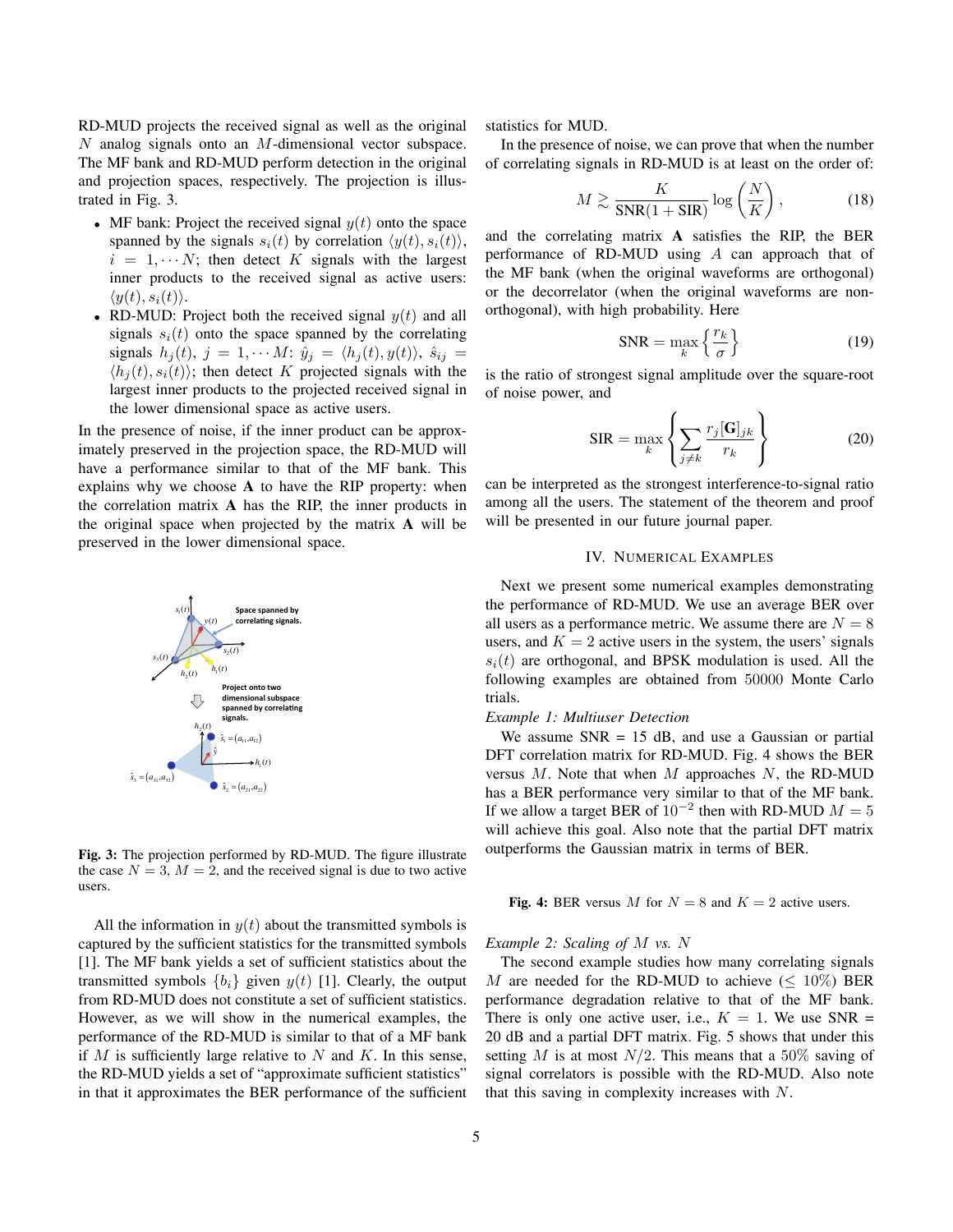RD-MUD projects the received signal as well as the original $N$ analog signals onto an $M$-dimensional vector subspace. The MF bank and RD-MUD perform detection in the original and projection spaces, respectively. The projection is illustrated in Fig. 3.

- MF bank: Project the received signal $y(t)$ onto the space spanned by the signals $s_i(t)$ by correlation $\langle y(t), s_i(t)\rangle$, $i = 1, \cdots N$; then detect $K$ signals with the largest inner products to the received signal as active users: $\langle y(t), s_i(t)\rangle$.
- RD-MUD: Project both the received signal $y(t)$ and all signals $s_i(t)$ onto the space spanned by the correlating signals $h_j(t)$, $j = 1, \cdots M$: $\hat{y}_j = \langle h_j(t), y(t)\rangle$, $\hat{s}_{ij} = \langle h_j(t), s_i(t)\rangle$; then detect $K$ projected signals with the largest inner products to the projected received signal in the lower dimensional space as active users.

In the presence of noise, if the inner product can be approximately preserved in the projection space, the RD-MUD will have a performance similar to that of the MF bank. This explains why we choose $\mathbf{A}$ to have the RIP property: when the correlation matrix $\mathbf{A}$ has the RIP, the inner products in the original space when projected by the matrix $\mathbf{A}$ will be preserved in the lower dimensional space.

**Fig. 3:** The projection performed by RD-MUD. The figure illustrate the case $N = 3$, $M = 2$, and the received signal is due to two active users.

All the information in $y(t)$ about the transmitted symbols is captured by the sufficient statistics for the transmitted symbols [1]. The MF bank yields a set of sufficient statistics about the transmitted symbols $\{b_i\}$ given $y(t)$ [1]. Clearly, the output from RD-MUD does not constitute a set of sufficient statistics. However, as we will show in the numerical examples, the performance of the RD-MUD is similar to that of a MF bank if $M$ is sufficiently large relative to $N$ and $K$. In this sense, the RD-MUD yields a set of "approximate sufficient statistics" in that it approximates the BER performance of the sufficient statistics for MUD.

In the presence of noise, we can prove that when the number of correlating signals in RD-MUD is at least on the order of:

$$M \gtrsim \frac{K}{\text{SNR}(1 + \text{SIR})} \log\left(\frac{N}{K}\right), \tag{18}$$

and the correlating matrix $\mathbf{A}$ satisfies the RIP, the BER performance of RD-MUD using $A$ can approach that of the MF bank (when the original waveforms are orthogonal) or the decorrelator (when the original waveforms are non-orthogonal), with high probability. Here

$$\text{SNR} = \max_k \left\{\frac{r_k}{\sigma}\right\} \tag{19}$$

is the ratio of strongest signal amplitude over the square-root of noise power, and

$$\text{SIR} = \max_k \left\{\sum_{j\neq k} \frac{r_j [\mathbf{G}]_{jk}}{r_k}\right\} \tag{20}$$

can be interpreted as the strongest interference-to-signal ratio among all the users. The statement of the theorem and proof will be presented in our future journal paper.

## IV. Numerical Examples

Next we present some numerical examples demonstrating the performance of RD-MUD. We use an average BER over all users as a performance metric. We assume there are $N = 8$ users, and $K = 2$ active users in the system, the users' signals $s_i(t)$ are orthogonal, and BPSK modulation is used. All the following examples are obtained from 50000 Monte Carlo trials.

*Example 1: Multiuser Detection*

We assume SNR = 15 dB, and use a Gaussian or partial DFT correlation matrix for RD-MUD. Fig. 4 shows the BER versus $M$. Note that when $M$ approaches $N$, the RD-MUD has a BER performance very similar to that of the MF bank. If we allow a target BER of $10^{-2}$ then with RD-MUD $M = 5$ will achieve this goal. Also note that the partial DFT matrix outperforms the Gaussian matrix in terms of BER.

**Fig. 4:** BER versus $M$ for $N = 8$ and $K = 2$ active users.

*Example 2: Scaling of $M$ vs. $N$*

The second example studies how many correlating signals $M$ are needed for the RD-MUD to achieve ($\leq 10\%$) BER performance degradation relative to that of the MF bank. There is only one active user, i.e., $K = 1$. We use SNR = 20 dB and a partial DFT matrix. Fig. 5 shows that under this setting $M$ is at most $N/2$. This means that a 50% saving of signal correlators is possible with the RD-MUD. Also note that this saving in complexity increases with $N$.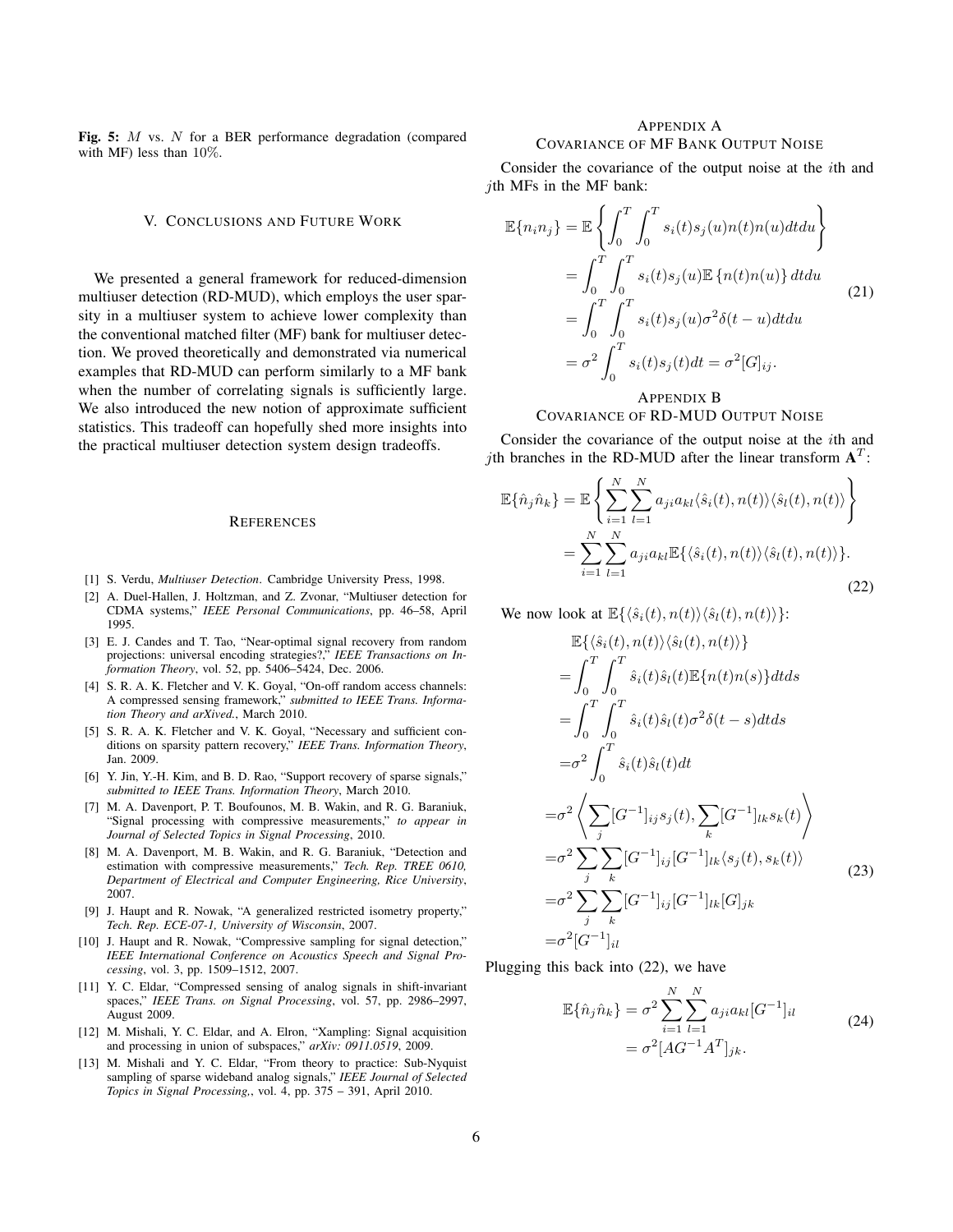**Fig. 5:** $M$ vs. $N$ for a BER performance degradation (compared with MF) less than 10%.

## V. Conclusions and Future Work

We presented a general framework for reduced-dimension multiuser detection (RD-MUD), which employs the user sparsity in a multiuser system to achieve lower complexity than the conventional matched filter (MF) bank for multiuser detection. We proved theoretically and demonstrated via numerical examples that RD-MUD can perform similarly to a MF bank when the number of correlating signals is sufficiently large. We also introduced the new notion of approximate sufficient statistics. This tradeoff can hopefully shed more insights into the practical multiuser detection system design tradeoffs.

## References

[1] S. Verdu, *Multiuser Detection*. Cambridge University Press, 1998.

[2] A. Duel-Hallen, J. Holtzman, and Z. Zvonar, "Multiuser detection for CDMA systems," *IEEE Personal Communications*, pp. 46–58, April 1995.

[3] E. J. Candes and T. Tao, "Near-optimal signal recovery from random projections: universal encoding strategies?," *IEEE Transactions on Information Theory*, vol. 52, pp. 5406–5424, Dec. 2006.

[4] S. R. A. K. Fletcher and V. K. Goyal, "On-off random access channels: A compressed sensing framework," *submitted to IEEE Trans. Information Theory and arXived.*, March 2010.

[5] S. R. A. K. Fletcher and V. K. Goyal, "Necessary and sufficient conditions on sparsity pattern recovery," *IEEE Trans. Information Theory*, Jan. 2009.

[6] Y. Jin, Y.-H. Kim, and B. D. Rao, "Support recovery of sparse signals," *submitted to IEEE Trans. Information Theory*, March 2010.

[7] M. A. Davenport, P. T. Boufounos, M. B. Wakin, and R. G. Baraniuk, "Signal processing with compressive measurements," *to appear in Journal of Selected Topics in Signal Processing*, 2010.

[8] M. A. Davenport, M. B. Wakin, and R. G. Baraniuk, "Detection and estimation with compressive measurements," *Tech. Rep. TREE 0610, Department of Electrical and Computer Engineering, Rice University*, 2007.

[9] J. Haupt and R. Nowak, "A generalized restricted isometry property," *Tech. Rep. ECE-07-1, University of Wisconsin*, 2007.

[10] J. Haupt and R. Nowak, "Compressive sampling for signal detection," *IEEE International Conference on Acoustics Speech and Signal Processing*, vol. 3, pp. 1509–1512, 2007.

[11] Y. C. Eldar, "Compressed sensing of analog signals in shift-invariant spaces," *IEEE Trans. on Signal Processing*, vol. 57, pp. 2986–2997, August 2009.

[12] M. Mishali, Y. C. Eldar, and A. Elron, "Xampling: Signal acquisition and processing in union of subspaces," *arXiv: 0911.0519*, 2009.

[13] M. Mishali and Y. C. Eldar, "From theory to practice: Sub-Nyquist sampling of sparse wideband analog signals," *IEEE Journal of Selected Topics in Signal Processing,*, vol. 4, pp. 375 – 391, April 2010.

## Appendix A
## Covariance of MF Bank Output Noise

Consider the covariance of the output noise at the $i$th and $j$th MFs in the MF bank:

$$
\begin{aligned}
\mathbb{E}\{n_i n_j\} &= \mathbb{E}\left\{\int_0^T\int_0^T s_i(t)s_j(u)n(t)n(u)dtdu\right\} \\
&= \int_0^T\int_0^T s_i(t)s_j(u)\mathbb{E}\left\{n(t)n(u)\right\}dtdu \\
&= \int_0^T\int_0^T s_i(t)s_j(u)\sigma^2\delta(t-u)dtdu \\
&= \sigma^2\int_0^T s_i(t)s_j(t)dt = \sigma^2[G]_{ij}.
\end{aligned}
\tag{21}
$$

## Appendix B
## Covariance of RD-MUD Output Noise

Consider the covariance of the output noise at the $i$th and $j$th branches in the RD-MUD after the linear transform $\mathbf{A}^T$:

$$
\begin{aligned}
\mathbb{E}\{\hat{n}_j\hat{n}_k\} &= \mathbb{E}\left\{\sum_{i=1}^N\sum_{l=1}^N a_{ji}a_{kl}\langle\hat{s}_i(t),n(t)\rangle\langle\hat{s}_l(t),n(t)\rangle\right\} \\
&= \sum_{i=1}^N\sum_{l=1}^N a_{ji}a_{kl}\mathbb{E}\{\langle\hat{s}_i(t),n(t)\rangle\langle\hat{s}_l(t),n(t)\rangle\}.
\end{aligned}
\tag{22}
$$

We now look at $\mathbb{E}\{\langle\hat{s}_i(t),n(t)\rangle\langle\hat{s}_l(t),n(t)\rangle\}$:

$$
\begin{aligned}
&\mathbb{E}\{\langle\hat{s}_i(t),n(t)\rangle\langle\hat{s}_l(t),n(t)\rangle\} \\
=&\int_0^T\int_0^T \hat{s}_i(t)\hat{s}_l(t)\mathbb{E}\{n(t)n(s)\}dtds \\
=&\int_0^T\int_0^T \hat{s}_i(t)\hat{s}_l(t)\sigma^2\delta(t-s)dtds \\
=&\sigma^2\int_0^T \hat{s}_i(t)\hat{s}_l(t)dt \\
=&\sigma^2\left\langle\sum_j[G^{-1}]_{ij}s_j(t),\sum_k[G^{-1}]_{lk}s_k(t)\right\rangle \\
=&\sigma^2\sum_j\sum_k[G^{-1}]_{ij}[G^{-1}]_{lk}\langle s_j(t),s_k(t)\rangle \\
=&\sigma^2\sum_j\sum_k[G^{-1}]_{ij}[G^{-1}]_{lk}[G]_{jk} \\
=&\sigma^2[G^{-1}]_{il}
\end{aligned}
\tag{23}
$$

Plugging this back into (22), we have

$$
\begin{aligned}
\mathbb{E}\{\hat{n}_j\hat{n}_k\} &= \sigma^2\sum_{i=1}^N\sum_{l=1}^N a_{ji}a_{kl}[G^{-1}]_{il} \\
&= \sigma^2[AG^{-1}A^T]_{jk}.
\end{aligned}
\tag{24}
$$